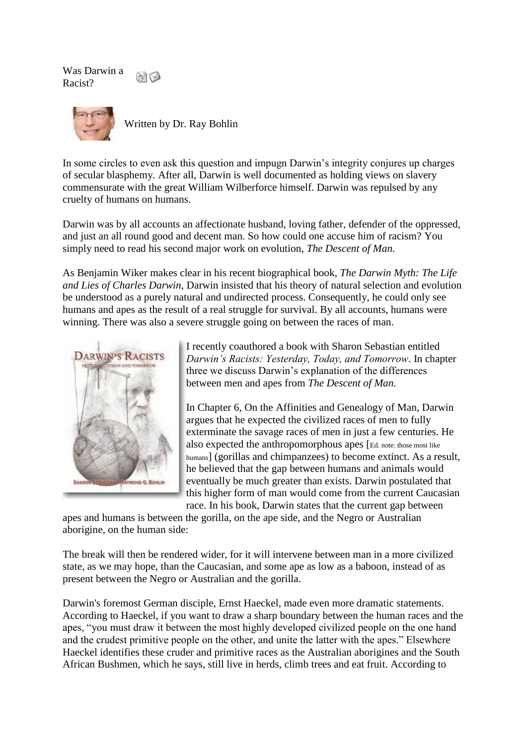# Was Darwin a Racist?

Written by Dr. Ray Bohlin

In some circles to even ask this question and impugn Darwin's integrity conjures up charges of secular blasphemy. After all, Darwin is well documented as holding views on slavery commensurate with the great William Wilberforce himself. Darwin was repulsed by any cruelty of humans on humans.

Darwin was by all accounts an affectionate husband, loving father, defender of the oppressed, and just an all round good and decent man. So how could one accuse him of racism? You simply need to read his second major work on evolution, *The Descent of Man.*

As Benjamin Wiker makes clear in his recent biographical book, *The Darwin Myth: The Life and Lies of Charles Darwin*, Darwin insisted that his theory of natural selection and evolution be understood as a purely natural and undirected process. Consequently, he could only see humans and apes as the result of a real struggle for survival. By all accounts, humans were winning. There was also a severe struggle going on between the races of man.

I recently coauthored a book with Sharon Sebastian entitled *Darwin's Racists: Yesterday, Today, and Tomorrow*. In chapter three we discuss Darwin's explanation of the differences between men and apes from *The Descent of Man.*

In Chapter 6, On the Affinities and Genealogy of Man, Darwin argues that he expected the civilized races of men to fully exterminate the savage races of men in just a few centuries. He also expected the anthropomorphous apes [Ed. note: those most like humans] (gorillas and chimpanzees) to become extinct. As a result, he believed that the gap between humans and animals would eventually be much greater than exists. Darwin postulated that this higher form of man would come from the current Caucasian race. In his book, Darwin states that the current gap between apes and humans is between the gorilla, on the ape side, and the Negro or Australian aborigine, on the human side:

The break will then be rendered wider, for it will intervene between man in a more civilized state, as we may hope, than the Caucasian, and some ape as low as a baboon, instead of as present between the Negro or Australian and the gorilla.

Darwin's foremost German disciple, Ernst Haeckel, made even more dramatic statements. According to Haeckel, if you want to draw a sharp boundary between the human races and the apes, "you must draw it between the most highly developed civilized people on the one hand and the crudest primitive people on the other, and unite the latter with the apes." Elsewhere Haeckel identifies these cruder and primitive races as the Australian aborigines and the South African Bushmen, which he says, still live in herds, climb trees and eat fruit. According to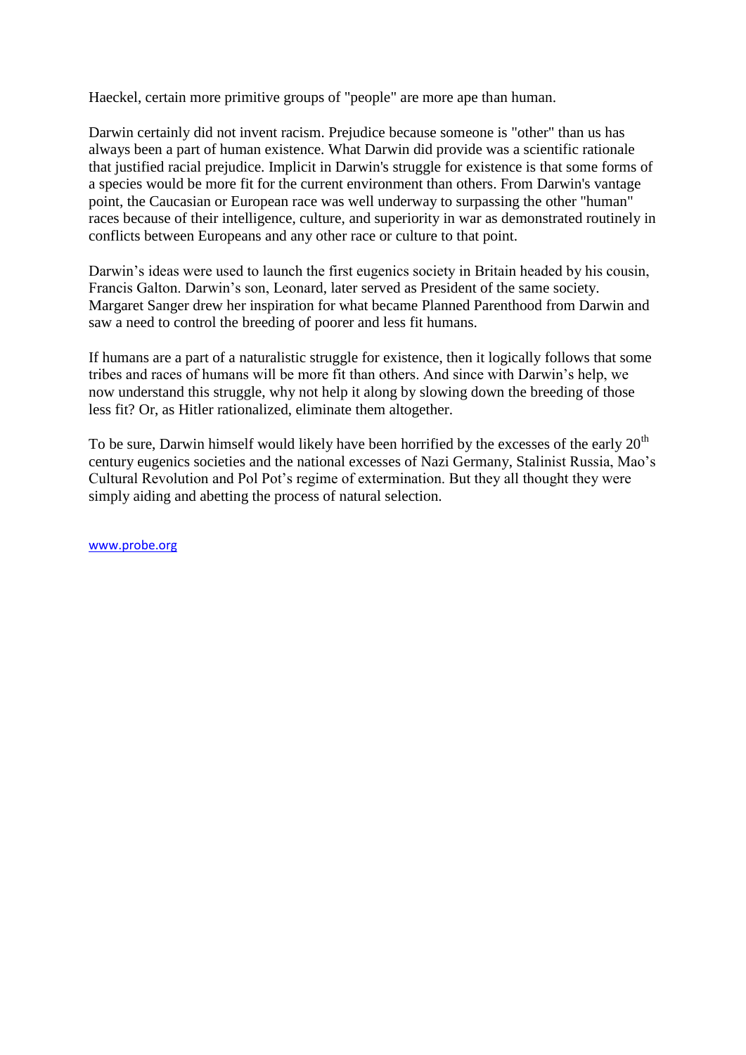Haeckel, certain more primitive groups of "people" are more ape than human.

Darwin certainly did not invent racism. Prejudice because someone is "other" than us has always been a part of human existence. What Darwin did provide was a scientific rationale that justified racial prejudice. Implicit in Darwin's struggle for existence is that some forms of a species would be more fit for the current environment than others. From Darwin's vantage point, the Caucasian or European race was well underway to surpassing the other "human" races because of their intelligence, culture, and superiority in war as demonstrated routinely in conflicts between Europeans and any other race or culture to that point.

Darwin's ideas were used to launch the first eugenics society in Britain headed by his cousin, Francis Galton. Darwin's son, Leonard, later served as President of the same society. Margaret Sanger drew her inspiration for what became Planned Parenthood from Darwin and saw a need to control the breeding of poorer and less fit humans.

If humans are a part of a naturalistic struggle for existence, then it logically follows that some tribes and races of humans will be more fit than others. And since with Darwin's help, we now understand this struggle, why not help it along by slowing down the breeding of those less fit? Or, as Hitler rationalized, eliminate them altogether.

To be sure, Darwin himself would likely have been horrified by the excesses of the early 20th century eugenics societies and the national excesses of Nazi Germany, Stalinist Russia, Mao's Cultural Revolution and Pol Pot's regime of extermination. But they all thought they were simply aiding and abetting the process of natural selection.

www.probe.org